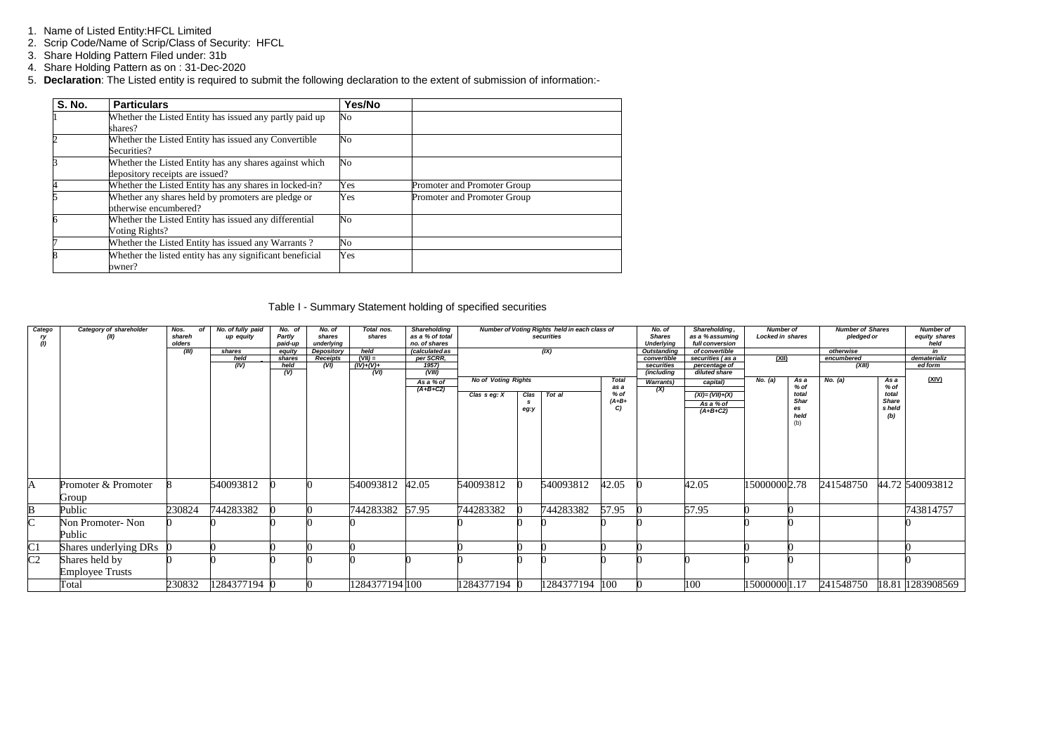1. Name of Listed Entity:HFCL Limited
2. Scrip Code/Name of Scrip/Class of Security: HFCL
3. Share Holding Pattern Filed under: 31b
4. Share Holding Pattern as on : 31-Dec-2020
5. **Declaration**: The Listed entity is required to submit the following declaration to the extent of submission of information:-

| S. No. | Particulars | Yes/No | |
|---|---|---|---|
| 1 | Whether the Listed Entity has issued any partly paid up shares? | No | |
| 2 | Whether the Listed Entity has issued any Convertible Securities? | No | |
| 3 | Whether the Listed Entity has any shares against which depository receipts are issued? | No | |
| 4 | Whether the Listed Entity has any shares in locked-in? | Yes | Promoter and Promoter Group |
| 5 | Whether any shares held by promoters are pledge or otherwise encumbered? | Yes | Promoter and Promoter Group |
| 6 | Whether the Listed Entity has issued any differential Voting Rights? | No | |
| 7 | Whether the Listed Entity has issued any Warrants ? | No | |
| 8 | Whether the listed entity has any significant beneficial owner? | Yes | |

Table I - Summary Statement holding of specified securities

| Category (I) | Category of shareholder (II) | Nos. of shareholders (III) | No. of fully paid up equity shares held (IV) | No. of Partly paid-up equity shares held (V) | No. of shares underlying Depository Receipts (VI) | Total nos. shares held (VII) = (IV)+(V)+(VI) | Shareholding as a % of total no. of shares (calculated as per SCRR, 1957) (VIII) As a % of (A+B+C2) | Number of Voting Rights held in each class of securities (IX) | | | | No. of Shares Underlying Outstanding convertible securities (including Warrants) (X) | Shareholding, as a % assuming full conversion of convertible securities ( as a percentage of diluted share capital) (XI)= (VII)+(X) As a % of (A+B+C2) | Number of Locked in shares (XII) | | Number of Shares pledged or otherwise encumbered (XIII) | | Number of equity shares held in dematerialized form (XIV) |
|---|---|---|---|---|---|---|---|---|---|---|---|---|---|---|---|---|---|---|
| | | | | | | | | No of Voting Rights | | | Total as a % of (A+B+C) | | | No. (a) | As a % of total Shares held (b) | No. (a) | As a % of total Shares held (b) | |
| | | | | | | | | Class eg: X | Class eg:y | Total | | | | | | | | |
| A | Promoter & Promoter Group | 8 | 540093812 | 0 | 0 | 540093812 | 42.05 | 540093812 | 0 | 540093812 | 42.05 | 0 | 42.05 | 15000000 | 2.78 | 241548750 | 44.72 | 540093812 |
| B | Public | 230824 | 744283382 | 0 | 0 | 744283382 | 57.95 | 744283382 | 0 | 744283382 | 57.95 | 0 | 57.95 | 0 | 0 | | | 743814757 |
| C | Non Promoter- Non Public | 0 | 0 | 0 | 0 | 0 | | 0 | 0 | 0 | 0 | 0 | | 0 | 0 | | | 0 |
| C1 | Shares underlying DRs | 0 | 0 | 0 | 0 | 0 | | 0 | 0 | 0 | 0 | 0 | | 0 | 0 | | | 0 |
| C2 | Shares held by Employee Trusts | 0 | 0 | 0 | 0 | 0 | 0 | 0 | 0 | 0 | 0 | 0 | 0 | 0 | 0 | | | 0 |
| | Total | 230832 | 1284377194 | 0 | 0 | 1284377194 | 100 | 1284377194 | 0 | 1284377194 | 100 | 0 | 100 | 15000000 | 1.17 | 241548750 | 18.81 | 1283908569 |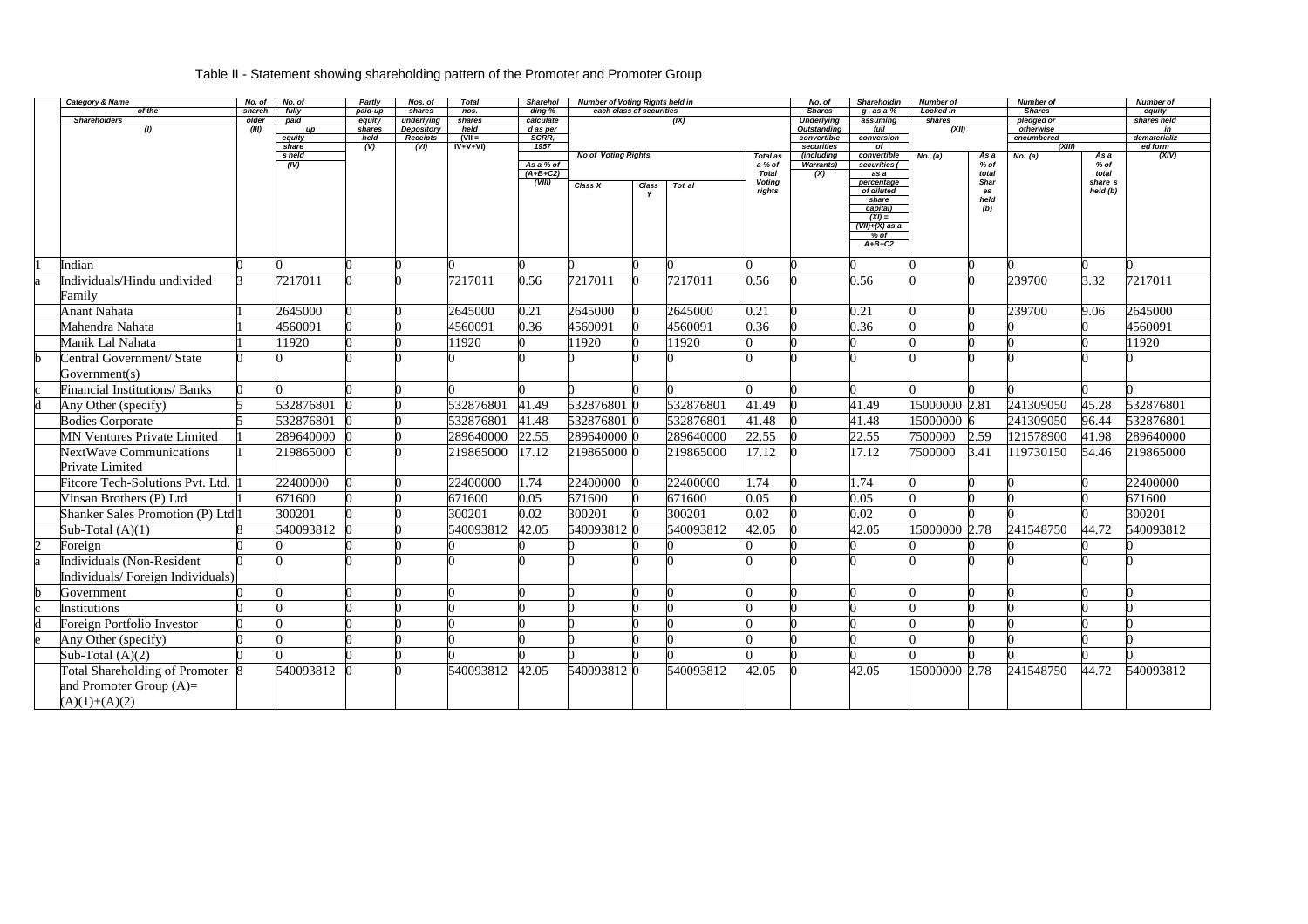Table II - Statement showing shareholding pattern of the Promoter and Promoter Group

| | Category & Name of the Shareholders (I) | No. of shareholder (III) | No. of fully paid up equity shares held (IV) | Partly paid-up equity shares held (V) | Nos. of shares underlying Depository Receipts (VI) | Total nos. shares held (VII = IV+V+VI) | Shareholding % calculated as per SCRR, 1957 As a % of (A+B+C2) (VIII) | Number of Voting Rights held in each class of securities (IX) | | | | No. of Shares Underlying Outstanding convertible securities (including Warrants) (X) | Shareholding , as a % assuming full conversion of convertible securities ( as a percentage of diluted share capital) (XI) = (VII)+(X) as a % of A+B+C2 | Number of Locked in shares (XII) | | Number of Shares pledged or otherwise encumbered (XIII) | | Number of equity shares held in dematerialized form (XIV) |
|---|---|---|---|---|---|---|---|---|---|---|---|---|---|---|---|---|---|---|
| | | | | | | | | No of Voting Rights | | | Total as a % of Total Voting rights | | | No. (a) | As a % of total Shares held (b) | No. (a) | As a % of total share s held (b) | |
| | | | | | | | | Class X | Class Y | Tot al | | | | | | | | |
| 1 | Indian | 0 | 0 | 0 | 0 | 0 | 0 | 0 | 0 | 0 | 0 | 0 | 0 | 0 | 0 | 0 | 0 | 0 |
| a | Individuals/Hindu undivided Family | 3 | 7217011 | 0 | 0 | 7217011 | 0.56 | 7217011 | 0 | 7217011 | 0.56 | 0 | 0.56 | 0 | 0 | 239700 | 3.32 | 7217011 |
| | Anant Nahata | 1 | 2645000 | 0 | 0 | 2645000 | 0.21 | 2645000 | 0 | 2645000 | 0.21 | 0 | 0.21 | 0 | 0 | 239700 | 9.06 | 2645000 |
| | Mahendra Nahata | 1 | 4560091 | 0 | 0 | 4560091 | 0.36 | 4560091 | 0 | 4560091 | 0.36 | 0 | 0.36 | 0 | 0 | 0 | 0 | 4560091 |
| | Manik Lal Nahata | 1 | 11920 | 0 | 0 | 11920 | 0 | 11920 | 0 | 11920 | 0 | 0 | 0 | 0 | 0 | 0 | 0 | 11920 |
| b | Central Government/ State Government(s) | 0 | 0 | 0 | 0 | 0 | 0 | 0 | 0 | 0 | 0 | 0 | 0 | 0 | 0 | 0 | 0 | 0 |
| c | Financial Institutions/ Banks | 0 | 0 | 0 | 0 | 0 | 0 | 0 | 0 | 0 | 0 | 0 | 0 | 0 | 0 | 0 | 0 | 0 |
| d | Any Other (specify) | 5 | 532876801 | 0 | 0 | 532876801 | 41.49 | 532876801 | 0 | 532876801 | 41.49 | 0 | 41.49 | 15000000 | 2.81 | 241309050 | 45.28 | 532876801 |
| | Bodies Corporate | 5 | 532876801 | 0 | 0 | 532876801 | 41.48 | 532876801 | 0 | 532876801 | 41.48 | 0 | 41.48 | 15000000 | 6 | 241309050 | 96.44 | 532876801 |
| | MN Ventures Private Limited | 1 | 289640000 | 0 | 0 | 289640000 | 22.55 | 289640000 | 0 | 289640000 | 22.55 | 0 | 22.55 | 7500000 | 2.59 | 121578900 | 41.98 | 289640000 |
| | NextWave Communications Private Limited | 1 | 219865000 | 0 | 0 | 219865000 | 17.12 | 219865000 | 0 | 219865000 | 17.12 | 0 | 17.12 | 7500000 | 3.41 | 119730150 | 54.46 | 219865000 |
| | Fitcore Tech-Solutions Pvt. Ltd. | 1 | 22400000 | 0 | 0 | 22400000 | 1.74 | 22400000 | 0 | 22400000 | 1.74 | 0 | 1.74 | 0 | 0 | 0 | 0 | 22400000 |
| | Vinsan Brothers (P) Ltd | 1 | 671600 | 0 | 0 | 671600 | 0.05 | 671600 | 0 | 671600 | 0.05 | 0 | 0.05 | 0 | 0 | 0 | 0 | 671600 |
| | Shanker Sales Promotion (P) Ltd | 1 | 300201 | 0 | 0 | 300201 | 0.02 | 300201 | 0 | 300201 | 0.02 | 0 | 0.02 | 0 | 0 | 0 | 0 | 300201 |
| | Sub-Total (A)(1) | 8 | 540093812 | 0 | 0 | 540093812 | 42.05 | 540093812 | 0 | 540093812 | 42.05 | 0 | 42.05 | 15000000 | 2.78 | 241548750 | 44.72 | 540093812 |
| 2 | Foreign | 0 | 0 | 0 | 0 | 0 | 0 | 0 | 0 | 0 | 0 | 0 | 0 | 0 | 0 | 0 | 0 | 0 |
| a | Individuals (Non-Resident Individuals/ Foreign Individuals) | 0 | 0 | 0 | 0 | 0 | 0 | 0 | 0 | 0 | 0 | 0 | 0 | 0 | 0 | 0 | 0 | 0 |
| b | Government | 0 | 0 | 0 | 0 | 0 | 0 | 0 | 0 | 0 | 0 | 0 | 0 | 0 | 0 | 0 | 0 | 0 |
| c | Institutions | 0 | 0 | 0 | 0 | 0 | 0 | 0 | 0 | 0 | 0 | 0 | 0 | 0 | 0 | 0 | 0 | 0 |
| d | Foreign Portfolio Investor | 0 | 0 | 0 | 0 | 0 | 0 | 0 | 0 | 0 | 0 | 0 | 0 | 0 | 0 | 0 | 0 | 0 |
| e | Any Other (specify) | 0 | 0 | 0 | 0 | 0 | 0 | 0 | 0 | 0 | 0 | 0 | 0 | 0 | 0 | 0 | 0 | 0 |
| | Sub-Total (A)(2) | 0 | 0 | 0 | 0 | 0 | 0 | 0 | 0 | 0 | 0 | 0 | 0 | 0 | 0 | 0 | 0 | 0 |
| | Total Shareholding of Promoter and Promoter Group (A)= (A)(1)+(A)(2) | 8 | 540093812 | 0 | 0 | 540093812 | 42.05 | 540093812 | 0 | 540093812 | 42.05 | 0 | 42.05 | 15000000 | 2.78 | 241548750 | 44.72 | 540093812 |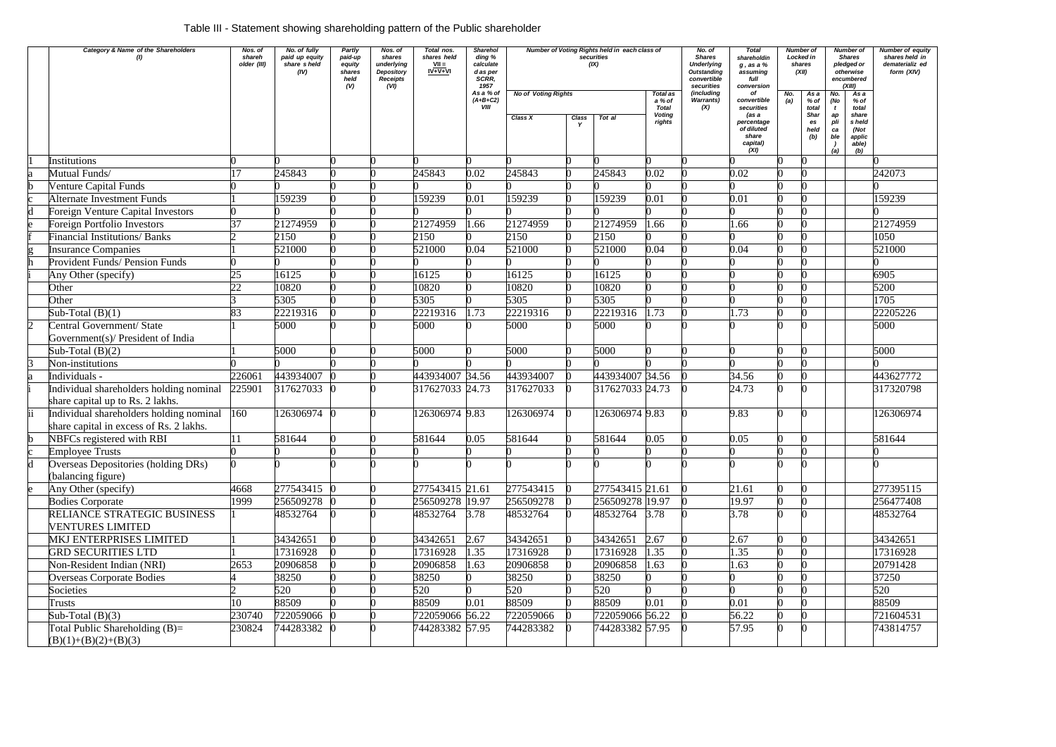Table III - Statement showing shareholding pattern of the Public shareholder

| | Category & Name of the Shareholders (I) | Nos. of shareholder (III) | No. of fully paid up equity share s held (IV) | Partly paid-up equity shares held (V) | Nos. of shares underlying Depository Receipts (VI) | Total nos. shares held VII = IV+V+VI | Shareholding % calculated as per SCRR, 1957 As a % of (A+B+C2) VIII | Number of Voting Rights held in each class of securities (IX) | | | | No. of Shares Underlying Outstanding convertible securities (including Warrants) (X) | Total shareholding , as a % assuming full conversion of convertible securities (as a percentage of diluted share capital) (XI) | Number of Locked in shares (XII) | | Number of Shares pledged or otherwise encumbered (XIII) | | Number of equity shares held in dematerialized form (XIV) |
|---|---|---|---|---|---|---|---|---|---|---|---|---|---|---|---|---|---|---|
| | | | | | | | | No of Voting Rights | | | Total as a % of Total Voting rights | | | No. (a) | As a % of total Shares held (b) | No. (Not applicable) (a) | As a % of total shares held (Not applicable) (b) | |
| | | | | | | | | Class X | Class Y | Total | | | | | | | | |
| 1 | Institutions | 0 | 0 | 0 | 0 | 0 | 0 | 0 | 0 | 0 | 0 | 0 | 0 | 0 | 0 | | | 0 |
| a | Mutual Funds/ | 17 | 245843 | 0 | 0 | 245843 | 0.02 | 245843 | 0 | 245843 | 0.02 | 0 | 0.02 | 0 | 0 | | | 242073 |
| b | Venture Capital Funds | 0 | 0 | 0 | 0 | 0 | 0 | 0 | 0 | 0 | 0 | 0 | 0 | 0 | 0 | | | 0 |
| c | Alternate Investment Funds | 1 | 159239 | 0 | 0 | 159239 | 0.01 | 159239 | 0 | 159239 | 0.01 | 0 | 0.01 | 0 | 0 | | | 159239 |
| d | Foreign Venture Capital Investors | 0 | 0 | 0 | 0 | 0 | 0 | 0 | 0 | 0 | 0 | 0 | 0 | 0 | 0 | | | 0 |
| e | Foreign Portfolio Investors | 37 | 21274959 | 0 | 0 | 21274959 | 1.66 | 21274959 | 0 | 21274959 | 1.66 | 0 | 1.66 | 0 | 0 | | | 21274959 |
| f | Financial Institutions/ Banks | 2 | 2150 | 0 | 0 | 2150 | 0 | 2150 | 0 | 2150 | 0 | 0 | 0 | 0 | 0 | | | 1050 |
| g | Insurance Companies | 1 | 521000 | 0 | 0 | 521000 | 0.04 | 521000 | 0 | 521000 | 0.04 | 0 | 0.04 | 0 | 0 | | | 521000 |
| h | Provident Funds/ Pension Funds | 0 | 0 | 0 | 0 | 0 | 0 | 0 | 0 | 0 | 0 | 0 | 0 | 0 | 0 | | | 0 |
| i | Any Other (specify) | 25 | 16125 | 0 | 0 | 16125 | 0 | 16125 | 0 | 16125 | 0 | 0 | 0 | 0 | 0 | | | 6905 |
| | Other | 22 | 10820 | 0 | 0 | 10820 | 0 | 10820 | 0 | 10820 | 0 | 0 | 0 | 0 | 0 | | | 5200 |
| | Other | 3 | 5305 | 0 | 0 | 5305 | 0 | 5305 | 0 | 5305 | 0 | 0 | 0 | 0 | 0 | | | 1705 |
| | Sub-Total (B)(1) | 83 | 22219316 | 0 | 0 | 22219316 | 1.73 | 22219316 | 0 | 22219316 | 1.73 | 0 | 1.73 | 0 | 0 | | | 22205226 |
| 2 | Central Government/ State Government(s)/ President of India | 1 | 5000 | 0 | 0 | 5000 | 0 | 5000 | 0 | 5000 | 0 | 0 | 0 | 0 | 0 | | | 5000 |
| | Sub-Total (B)(2) | 1 | 5000 | 0 | 0 | 5000 | 0 | 5000 | 0 | 5000 | 0 | 0 | 0 | 0 | 0 | | | 5000 |
| 3 | Non-institutions | 0 | 0 | 0 | 0 | 0 | 0 | 0 | 0 | 0 | 0 | 0 | 0 | 0 | 0 | | | 0 |
| a | Individuals - | 226061 | 443934007 | 0 | 0 | 443934007 | 34.56 | 443934007 | 0 | 443934007 | 34.56 | 0 | 34.56 | 0 | 0 | | | 443627772 |
| i | Individual shareholders holding nominal share capital up to Rs. 2 lakhs. | 225901 | 317627033 | 0 | 0 | 317627033 | 24.73 | 317627033 | 0 | 317627033 | 24.73 | 0 | 24.73 | 0 | 0 | | | 317320798 |
| ii | Individual shareholders holding nominal share capital in excess of Rs. 2 lakhs. | 160 | 126306974 | 0 | 0 | 126306974 | 9.83 | 126306974 | 0 | 126306974 | 9.83 | 0 | 9.83 | 0 | 0 | | | 126306974 |
| b | NBFCs registered with RBI | 11 | 581644 | 0 | 0 | 581644 | 0.05 | 581644 | 0 | 581644 | 0.05 | 0 | 0.05 | 0 | 0 | | | 581644 |
| c | Employee Trusts | 0 | 0 | 0 | 0 | 0 | 0 | 0 | 0 | 0 | 0 | 0 | 0 | 0 | 0 | | | 0 |
| d | Overseas Depositories (holding DRs) (balancing figure) | 0 | 0 | 0 | 0 | 0 | 0 | 0 | 0 | 0 | 0 | 0 | 0 | 0 | 0 | | | 0 |
| e | Any Other (specify) | 4668 | 277543415 | 0 | 0 | 277543415 | 21.61 | 277543415 | 0 | 277543415 | 21.61 | 0 | 21.61 | 0 | 0 | | | 277395115 |
| | Bodies Corporate | 1999 | 256509278 | 0 | 0 | 256509278 | 19.97 | 256509278 | 0 | 256509278 | 19.97 | 0 | 19.97 | 0 | 0 | | | 256477408 |
| | RELIANCE STRATEGIC BUSINESS VENTURES LIMITED | 1 | 48532764 | 0 | 0 | 48532764 | 3.78 | 48532764 | 0 | 48532764 | 3.78 | 0 | 3.78 | 0 | 0 | | | 48532764 |
| | MKJ ENTERPRISES LIMITED | 1 | 34342651 | 0 | 0 | 34342651 | 2.67 | 34342651 | 0 | 34342651 | 2.67 | 0 | 2.67 | 0 | 0 | | | 34342651 |
| | GRD SECURITIES LTD | 1 | 17316928 | 0 | 0 | 17316928 | 1.35 | 17316928 | 0 | 17316928 | 1.35 | 0 | 1.35 | 0 | 0 | | | 17316928 |
| | Non-Resident Indian (NRI) | 2653 | 20906858 | 0 | 0 | 20906858 | 1.63 | 20906858 | 0 | 20906858 | 1.63 | 0 | 1.63 | 0 | 0 | | | 20791428 |
| | Overseas Corporate Bodies | 4 | 38250 | 0 | 0 | 38250 | 0 | 38250 | 0 | 38250 | 0 | 0 | 0 | 0 | 0 | | | 37250 |
| | Societies | 2 | 520 | 0 | 0 | 520 | 0 | 520 | 0 | 520 | 0 | 0 | 0 | 0 | 0 | | | 520 |
| | Trusts | 10 | 88509 | 0 | 0 | 88509 | 0.01 | 88509 | 0 | 88509 | 0.01 | 0 | 0.01 | 0 | 0 | | | 88509 |
| | Sub-Total (B)(3) | 230740 | 722059066 | 0 | 0 | 722059066 | 56.22 | 722059066 | 0 | 722059066 | 56.22 | 0 | 56.22 | 0 | 0 | | | 721604531 |
| | Total Public Shareholding (B)= (B)(1)+(B)(2)+(B)(3) | 230824 | 744283382 | 0 | 0 | 744283382 | 57.95 | 744283382 | 0 | 744283382 | 57.95 | 0 | 57.95 | 0 | 0 | | | 743814757 |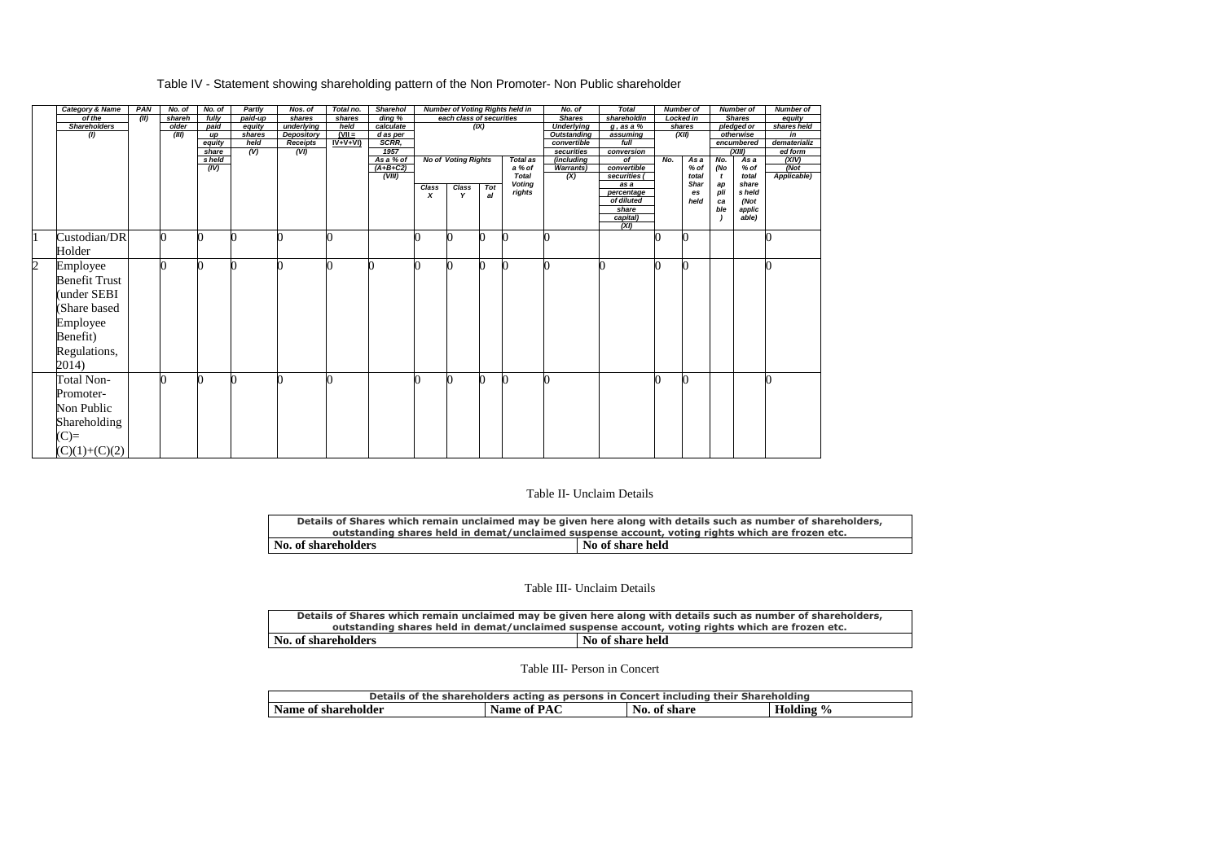Table IV - Statement showing shareholding pattern of the Non Promoter- Non Public shareholder

| | Category & Name of the Shareholders (I) | PAN (II) | No. of shareholder (III) | No. of fully paid up equity share s held (IV) | Partly paid-up equity shares held (V) | Nos. of shares underlying Depository Receipts (VI) | Total no. shares held (VII = IV+V+VI) | Shareholding % calculated as per SCRR, 1957 As a % of (A+B+C2) (VIII) | Number of Voting Rights held in each class of securities (IX) | | | | No. of Shares Underlying Outstanding convertible securities (including Warrants) (X) | Total shareholding , as a % assuming full conversion of convertible securities ( as a percentage of diluted share capital) (XI) | Number of Locked in shares (XII) | | Number of Shares pledged or otherwise encumbered (XIII) | | Number of equity shares held in dematerialized form (XIV) (Not Applicable) |
|---|---|---|---|---|---|---|---|---|---|---|---|---|---|---|---|---|---|---|---|
| | | | | | | | | | No of Voting Rights | | | Total as a % of Total Voting rights | | | No. | As a % of total Shares held | No. (Not applicable) | As a % of total share s held (Not applicable) | |
| | | | | | | | | | Class X | Class Y | Total | | | | | | | | |
| 1 | Custodian/DR Holder | | 0 | 0 | 0 | 0 | 0 | | 0 | 0 | 0 | 0 | 0 | | 0 | 0 | | | 0 |
| 2 | Employee Benefit Trust (under SEBI (Share based Employee Benefit) Regulations, 2014) | | 0 | 0 | 0 | 0 | 0 | 0 | 0 | 0 | 0 | 0 | 0 | 0 | 0 | 0 | | | 0 |
| | Total Non-Promoter- Non Public Shareholding (C)= (C)(1)+(C)(2) | | 0 | 0 | 0 | 0 | 0 | | 0 | 0 | 0 | 0 | 0 | | 0 | 0 | | | 0 |

Table II- Unclaim Details

| Details of Shares which remain unclaimed may be given here along with details such as number of shareholders, outstanding shares held in demat/unclaimed suspense account, voting rights which are frozen etc. | |
|---|---|
| **No. of shareholders** | **No of share held** |

Table III- Unclaim Details

| Details of Shares which remain unclaimed may be given here along with details such as number of shareholders, outstanding shares held in demat/unclaimed suspense account, voting rights which are frozen etc. | |
|---|---|
| **No. of shareholders** | **No of share held** |

Table III- Person in Concert

| Details of the shareholders acting as persons in Concert including their Shareholding | | | |
|---|---|---|---|
| **Name of shareholder** | **Name of PAC** | **No. of share** | **Holding %** |